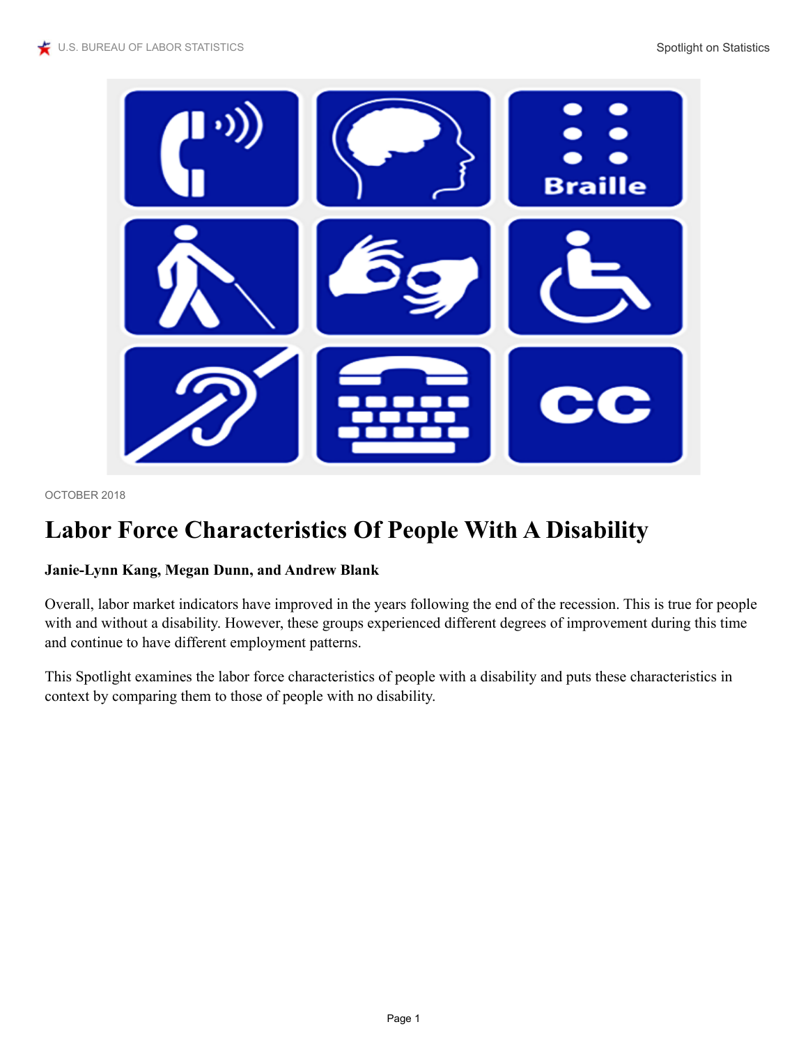OCTOBER 2018

# Labor Force Characteristics Of People With A Disability

**Janie-Lynn Kang, Megan Dunn, and Andrew Blank**

Overall, labor market indicators have improved in the years following the end of the recession. This is true for people with and without a disability. However, these groups experienced different degrees of improvement during this time and continue to have different employment patterns.

This Spotlight examines the labor force characteristics of people with a disability and puts these characteristics in context by comparing them to those of people with no disability.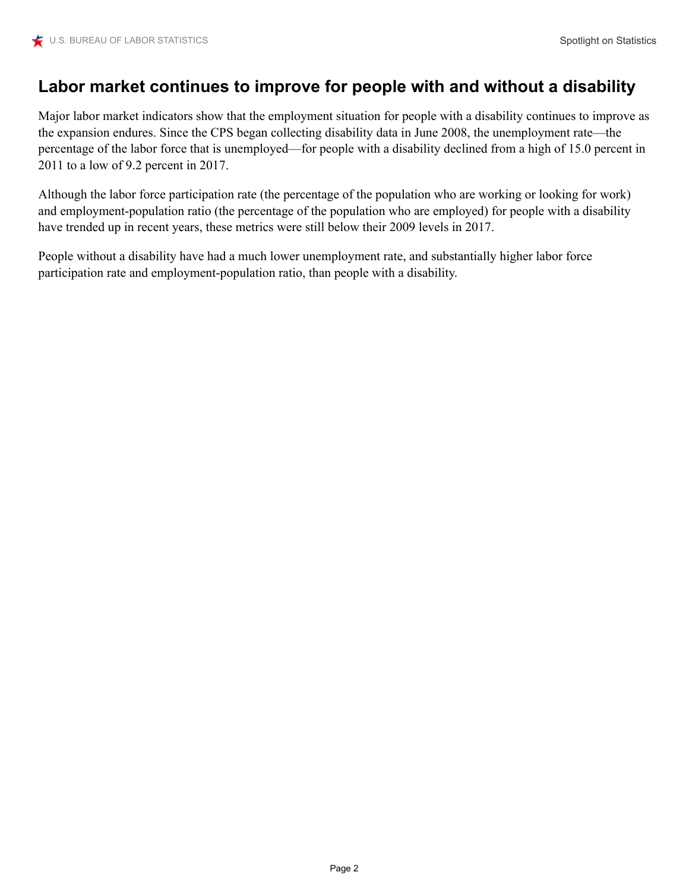## Labor market continues to improve for people with and without a disability

Major labor market indicators show that the employment situation for people with a disability continues to improve as the expansion endures. Since the CPS began collecting disability data in June 2008, the unemployment rate—the percentage of the labor force that is unemployed—for people with a disability declined from a high of 15.0 percent in 2011 to a low of 9.2 percent in 2017.

Although the labor force participation rate (the percentage of the population who are working or looking for work) and employment-population ratio (the percentage of the population who are employed) for people with a disability have trended up in recent years, these metrics were still below their 2009 levels in 2017.

People without a disability have had a much lower unemployment rate, and substantially higher labor force participation rate and employment-population ratio, than people with a disability.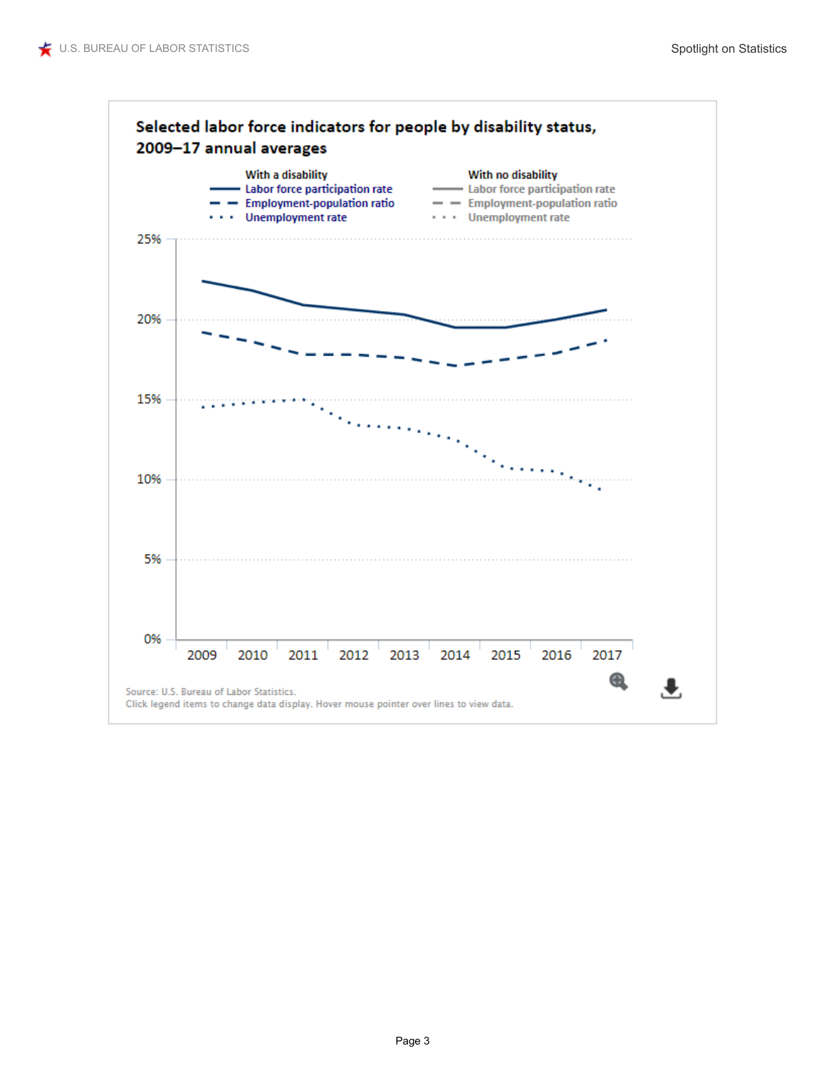**Selected labor force indicators for people by disability status, 2009–17 annual averages**

With a disability
- Labor force participation rate
- Employment-population ratio
- Unemployment rate

With no disability
- Labor force participation rate
- Employment-population ratio
- Unemployment rate

25%

20%

15%

10%

5%

0%

2009 2010 2011 2012 2013 2014 2015 2016 2017

Source: U.S. Bureau of Labor Statistics.
Click legend items to change data display. Hover mouse pointer over lines to view data.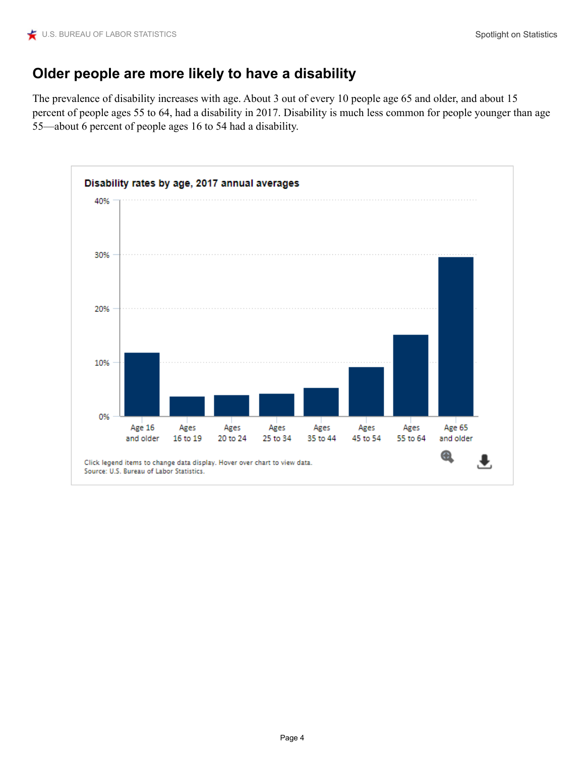# Older people are more likely to have a disability

The prevalence of disability increases with age. About 3 out of every 10 people age 65 and older, and about 15 percent of people ages 55 to 64, had a disability in 2017. Disability is much less common for people younger than age 55—about 6 percent of people ages 16 to 54 had a disability.

**Disability rates by age, 2017 annual averages**

Click legend items to change data display. Hover over chart to view data.
Source: U.S. Bureau of Labor Statistics.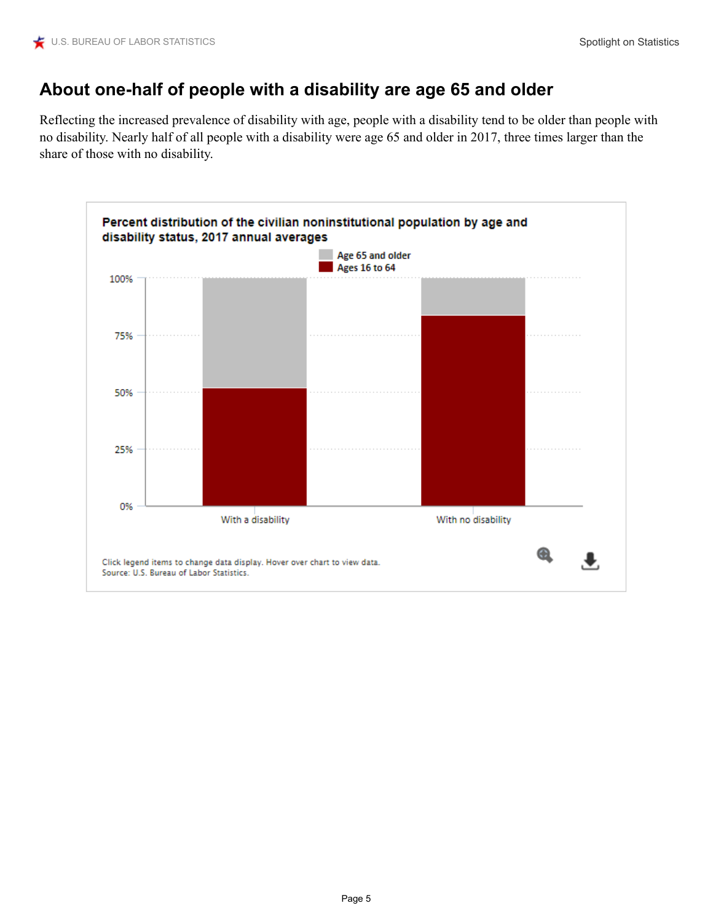## About one-half of people with a disability are age 65 and older

Reflecting the increased prevalence of disability with age, people with a disability tend to be older than people with no disability. Nearly half of all people with a disability were age 65 and older in 2017, three times larger than the share of those with no disability.

**Percent distribution of the civilian noninstitutional population by age and disability status, 2017 annual averages**

Age 65 and older
Ages 16 to 64

100%
75%
50%
25%
0%

With a disability
With no disability

Click legend items to change data display. Hover over chart to view data.
Source: U.S. Bureau of Labor Statistics.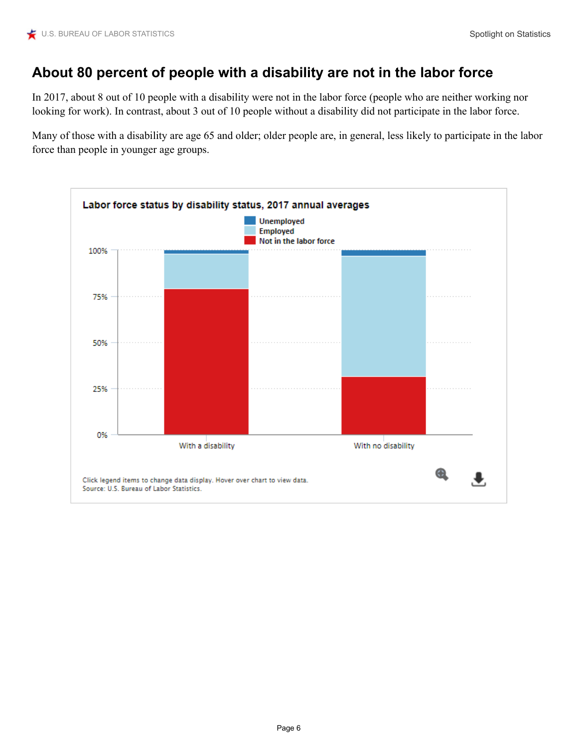## About 80 percent of people with a disability are not in the labor force

In 2017, about 8 out of 10 people with a disability were not in the labor force (people who are neither working nor looking for work). In contrast, about 3 out of 10 people without a disability did not participate in the labor force.

Many of those with a disability are age 65 and older; older people are, in general, less likely to participate in the labor force than people in younger age groups.

**Labor force status by disability status, 2017 annual averages**

Legend: Unemployed, Employed, Not in the labor force

Categories: With a disability; With no disability

Click legend items to change data display. Hover over chart to view data.
Source: U.S. Bureau of Labor Statistics.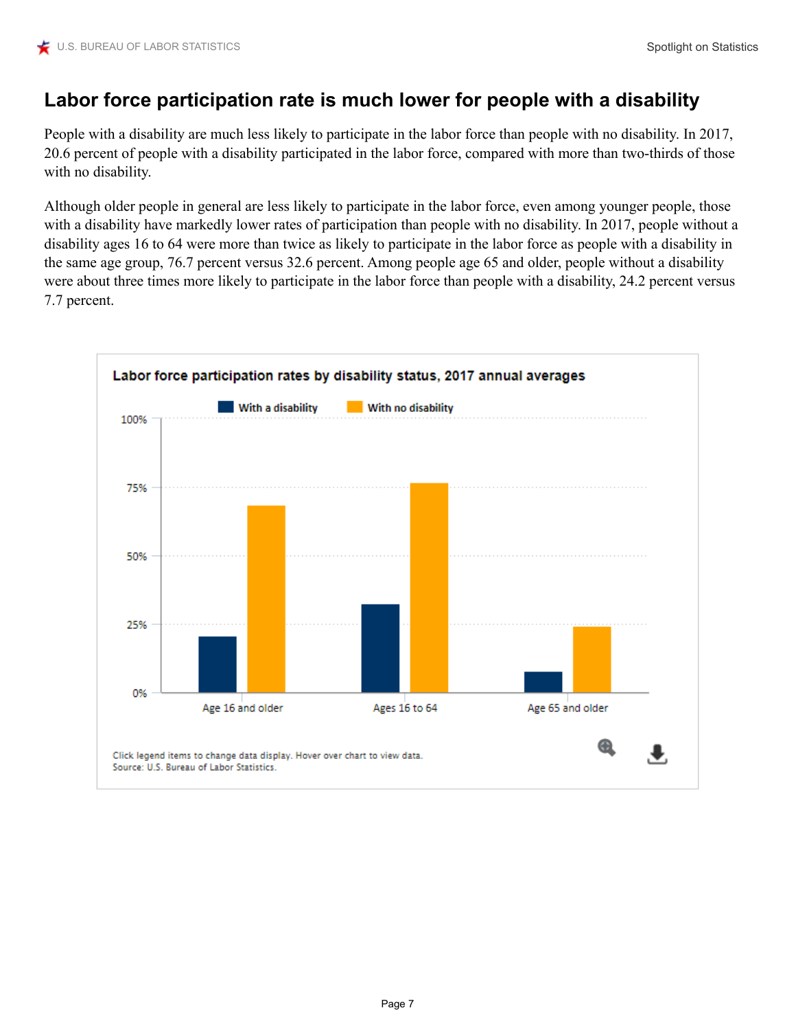## Labor force participation rate is much lower for people with a disability

People with a disability are much less likely to participate in the labor force than people with no disability. In 2017, 20.6 percent of people with a disability participated in the labor force, compared with more than two-thirds of those with no disability.

Although older people in general are less likely to participate in the labor force, even among younger people, those with a disability have markedly lower rates of participation than people with no disability. In 2017, people without a disability ages 16 to 64 were more than twice as likely to participate in the labor force as people with a disability in the same age group, 76.7 percent versus 32.6 percent. Among people age 65 and older, people without a disability were about three times more likely to participate in the labor force than people with a disability, 24.2 percent versus 7.7 percent.

**Labor force participation rates by disability status, 2017 annual averages**

Legend: With a disability; With no disability

Y-axis: 0%, 25%, 50%, 75%, 100%

X-axis categories: Age 16 and older; Ages 16 to 64; Age 65 and older

Click legend items to change data display. Hover over chart to view data.
Source: U.S. Bureau of Labor Statistics.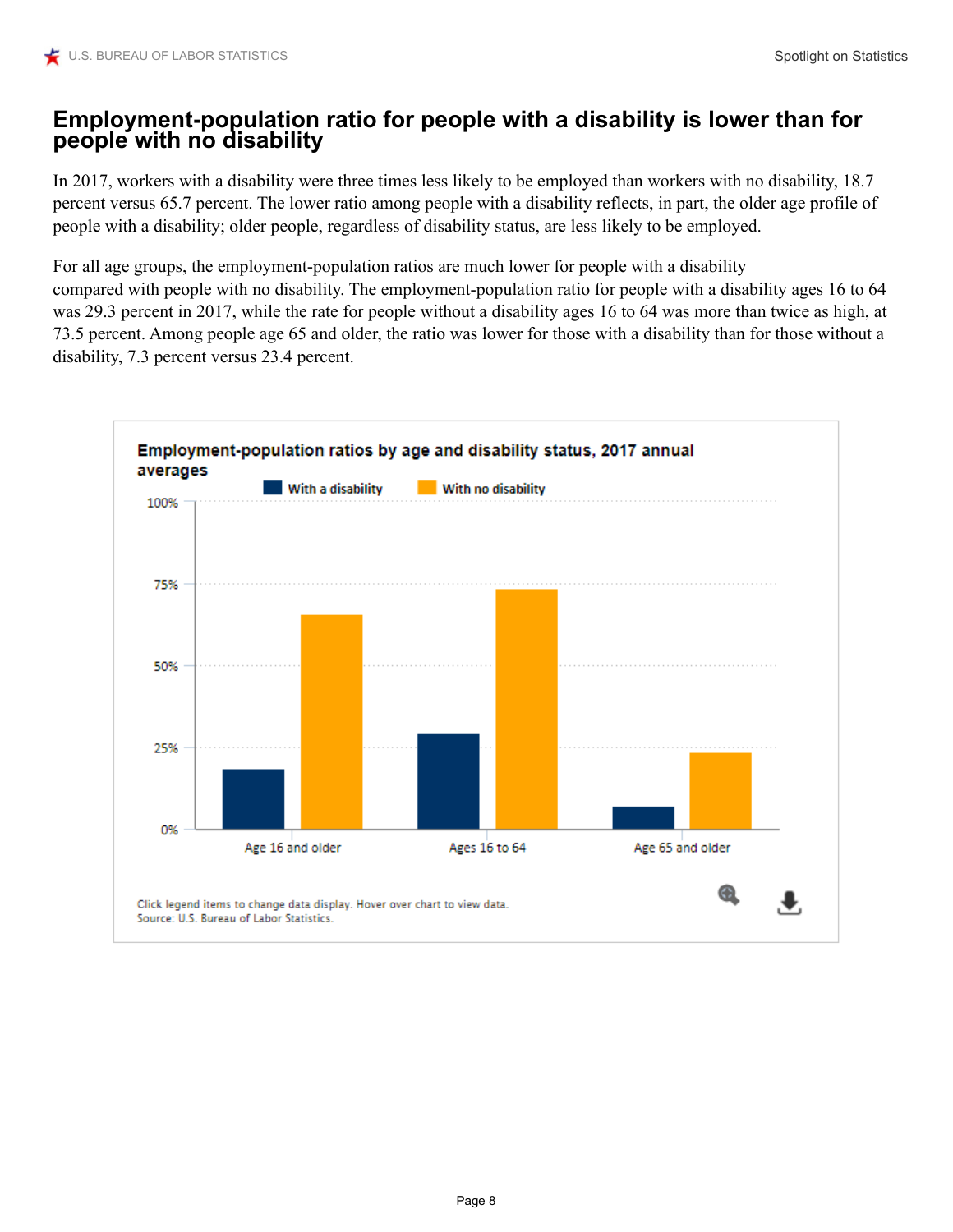## Employment-population ratio for people with a disability is lower than for people with no disability

In 2017, workers with a disability were three times less likely to be employed than workers with no disability, 18.7 percent versus 65.7 percent. The lower ratio among people with a disability reflects, in part, the older age profile of people with a disability; older people, regardless of disability status, are less likely to be employed.

For all age groups, the employment-population ratios are much lower for people with a disability compared with people with no disability. The employment-population ratio for people with a disability ages 16 to 64 was 29.3 percent in 2017, while the rate for people without a disability ages 16 to 64 was more than twice as high, at 73.5 percent. Among people age 65 and older, the ratio was lower for those with a disability than for those without a disability, 7.3 percent versus 23.4 percent.

**Employment-population ratios by age and disability status, 2017 annual averages**

With a disability | With no disability

Age 16 and older | Ages 16 to 64 | Age 65 and older

Click legend items to change data display. Hover over chart to view data.
Source: U.S. Bureau of Labor Statistics.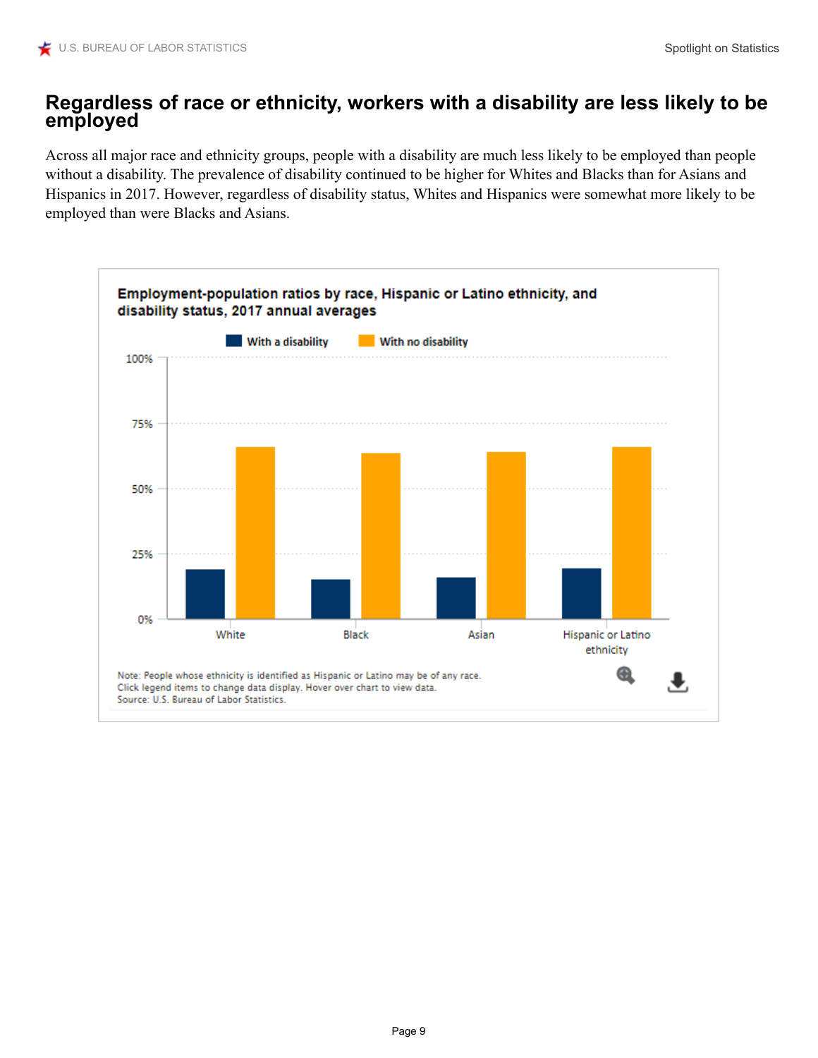# Regardless of race or ethnicity, workers with a disability are less likely to be employed

Across all major race and ethnicity groups, people with a disability are much less likely to be employed than people without a disability. The prevalence of disability continued to be higher for Whites and Blacks than for Asians and Hispanics in 2017. However, regardless of disability status, Whites and Hispanics were somewhat more likely to be employed than were Blacks and Asians.

**Employment-population ratios by race, Hispanic or Latino ethnicity, and disability status, 2017 annual averages**

Note: People whose ethnicity is identified as Hispanic or Latino may be of any race.
Click legend items to change data display. Hover over chart to view data.
Source: U.S. Bureau of Labor Statistics.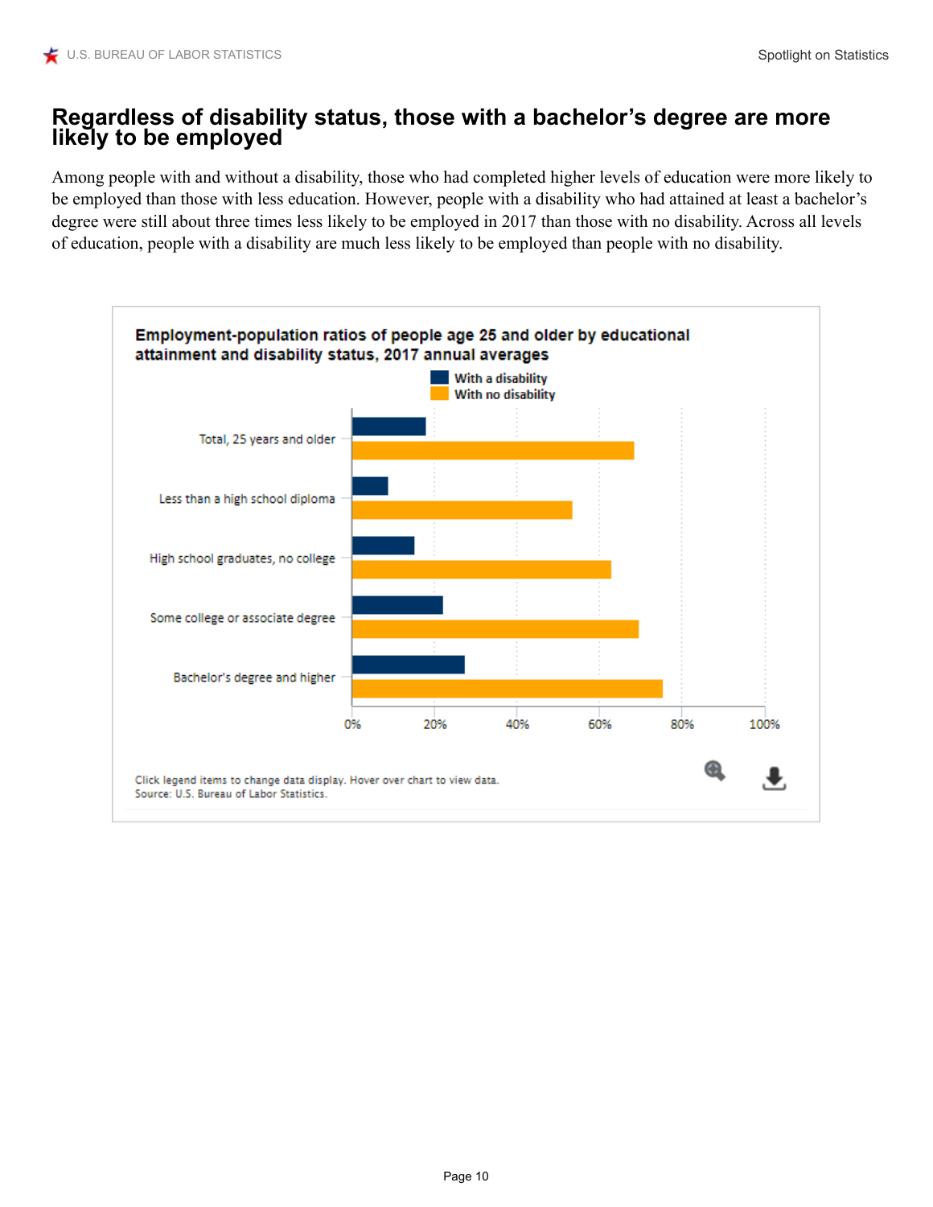## Regardless of disability status, those with a bachelor's degree are more likely to be employed

Among people with and without a disability, those who had completed higher levels of education were more likely to be employed than those with less education. However, people with a disability who had attained at least a bachelor's degree were still about three times less likely to be employed in 2017 than those with no disability. Across all levels of education, people with a disability are much less likely to be employed than people with no disability.

**Employment-population ratios of people age 25 and older by educational attainment and disability status, 2017 annual averages**

With a disability
With no disability

Total, 25 years and older

Less than a high school diploma

High school graduates, no college

Some college or associate degree

Bachelor's degree and higher

0% 20% 40% 60% 80% 100%

Click legend items to change data display. Hover over chart to view data.
Source: U.S. Bureau of Labor Statistics.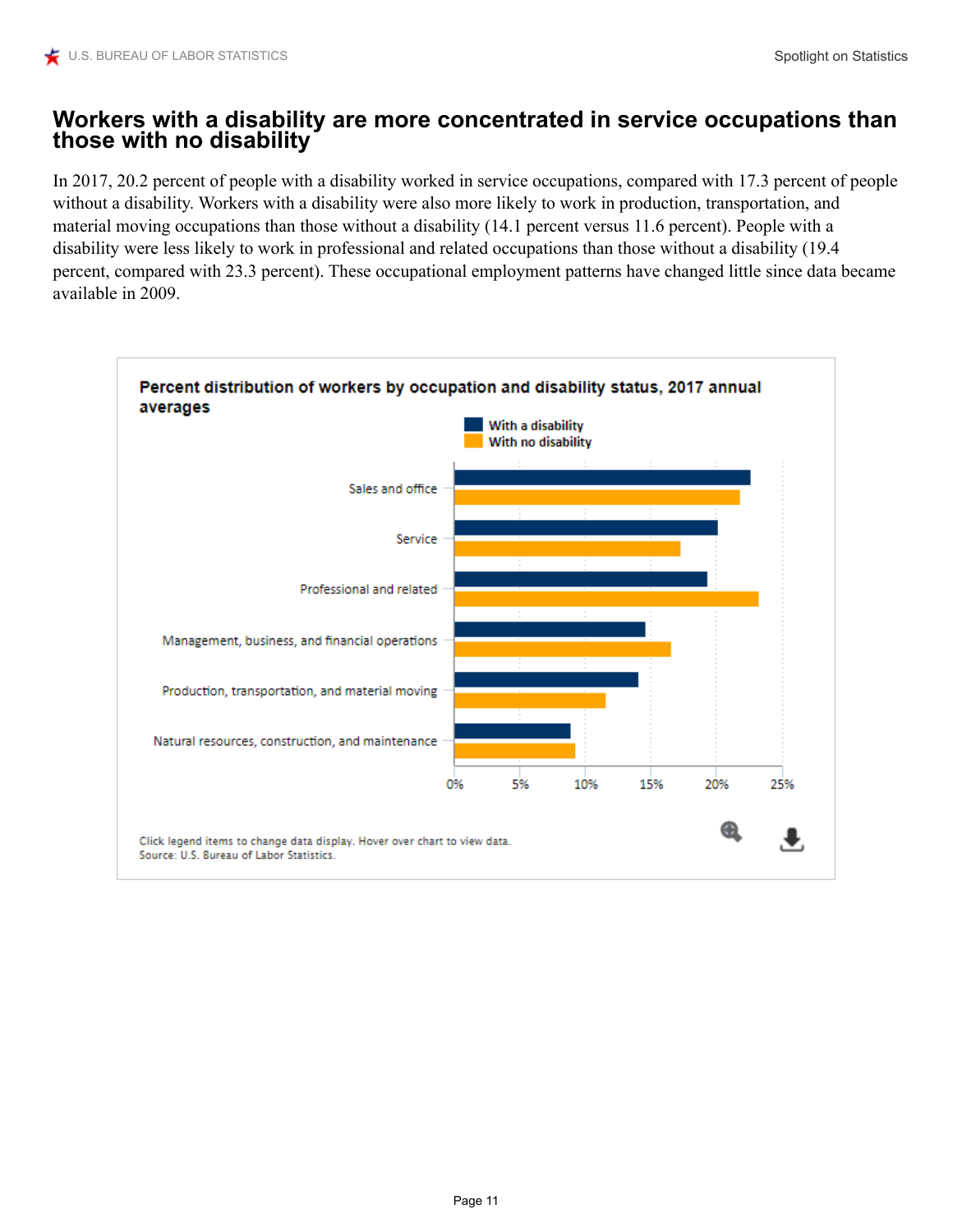# Workers with a disability are more concentrated in service occupations than those with no disability

In 2017, 20.2 percent of people with a disability worked in service occupations, compared with 17.3 percent of people without a disability. Workers with a disability were also more likely to work in production, transportation, and material moving occupations than those without a disability (14.1 percent versus 11.6 percent). People with a disability were less likely to work in professional and related occupations than those without a disability (19.4 percent, compared with 23.3 percent). These occupational employment patterns have changed little since data became available in 2009.

**Percent distribution of workers by occupation and disability status, 2017 annual averages**

With a disability
With no disability

Sales and office
Service
Professional and related
Management, business, and financial operations
Production, transportation, and material moving
Natural resources, construction, and maintenance

0% 5% 10% 15% 20% 25%

Click legend items to change data display. Hover over chart to view data.
Source: U.S. Bureau of Labor Statistics.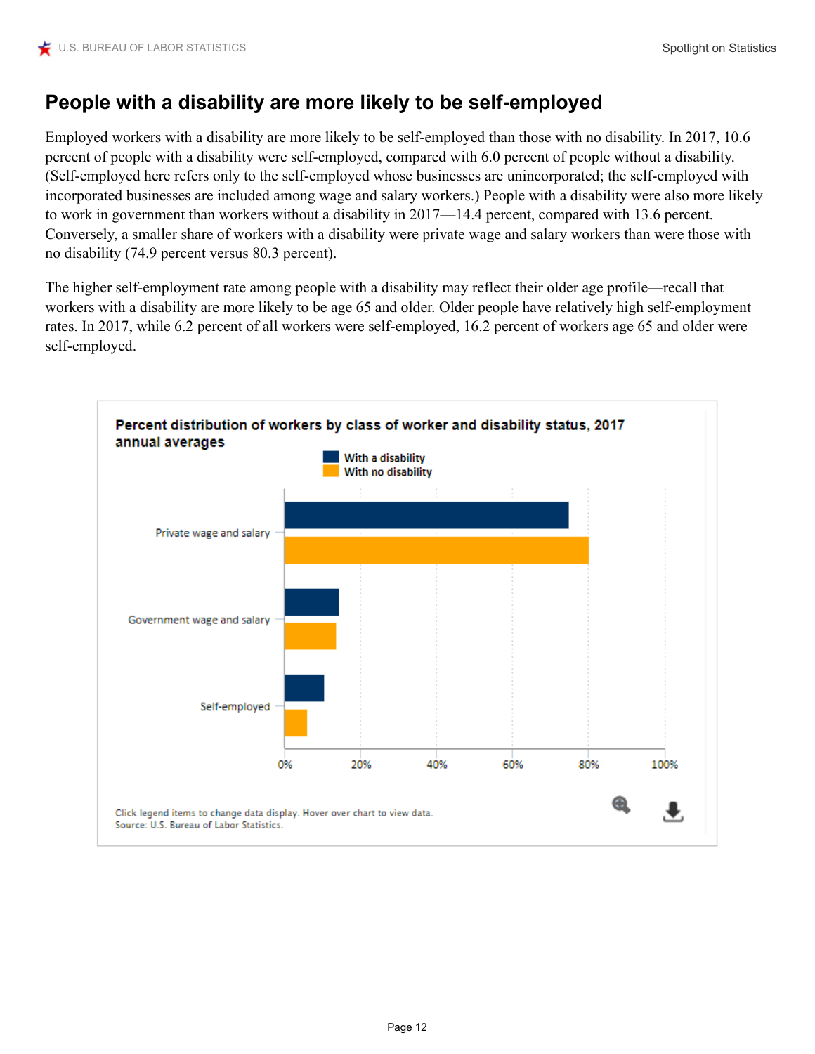## People with a disability are more likely to be self-employed

Employed workers with a disability are more likely to be self-employed than those with no disability. In 2017, 10.6 percent of people with a disability were self-employed, compared with 6.0 percent of people without a disability. (Self-employed here refers only to the self-employed whose businesses are unincorporated; the self-employed with incorporated businesses are included among wage and salary workers.) People with a disability were also more likely to work in government than workers without a disability in 2017—14.4 percent, compared with 13.6 percent. Conversely, a smaller share of workers with a disability were private wage and salary workers than were those with no disability (74.9 percent versus 80.3 percent).

The higher self-employment rate among people with a disability may reflect their older age profile—recall that workers with a disability are more likely to be age 65 and older. Older people have relatively high self-employment rates. In 2017, while 6.2 percent of all workers were self-employed, 16.2 percent of workers age 65 and older were self-employed.

**Percent distribution of workers by class of worker and disability status, 2017 annual averages**

With a disability
With no disability

Private wage and salary
Government wage and salary
Self-employed

0% 20% 40% 60% 80% 100%

Click legend items to change data display. Hover over chart to view data.
Source: U.S. Bureau of Labor Statistics.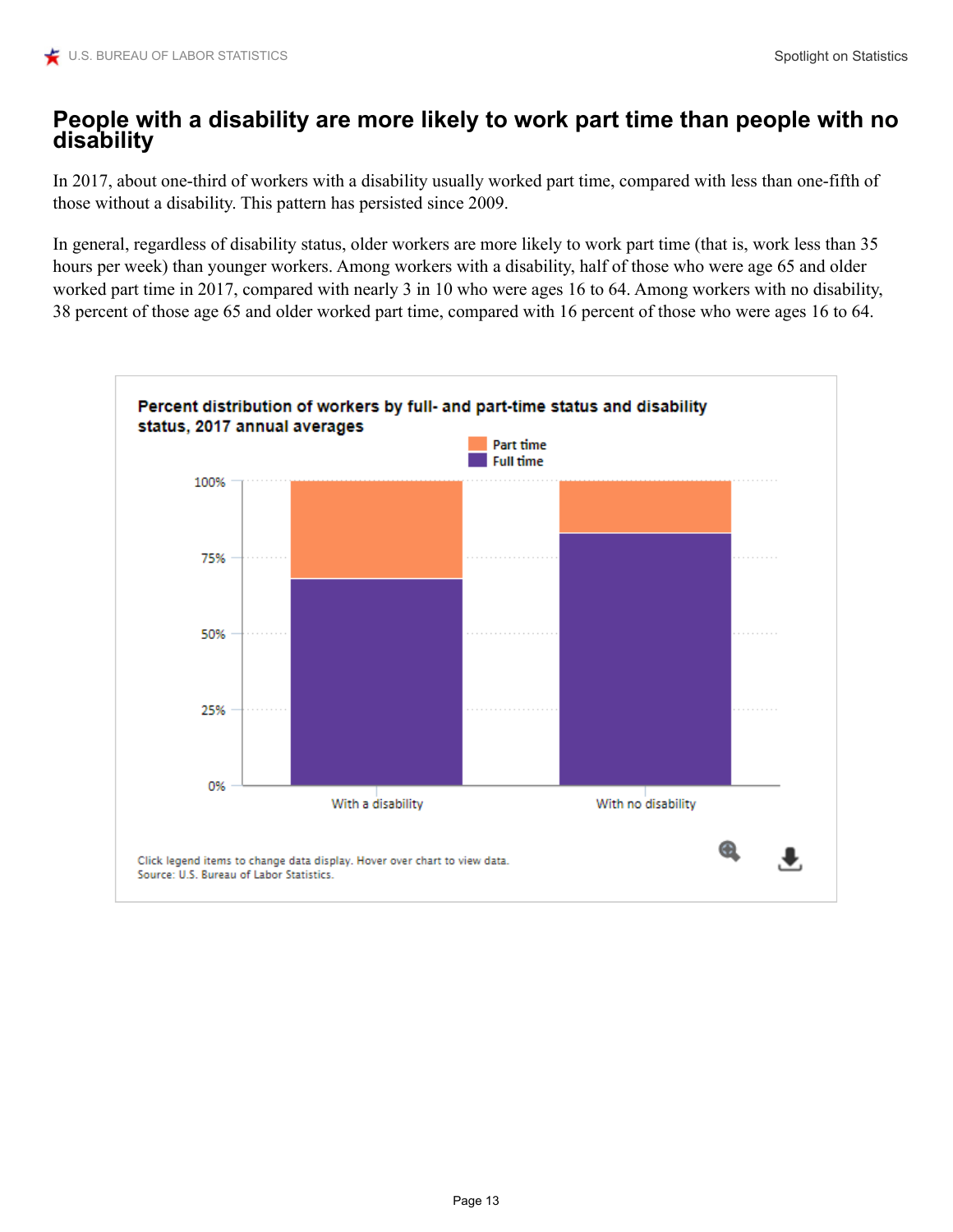## People with a disability are more likely to work part time than people with no disability

In 2017, about one-third of workers with a disability usually worked part time, compared with less than one-fifth of those without a disability. This pattern has persisted since 2009.

In general, regardless of disability status, older workers are more likely to work part time (that is, work less than 35 hours per week) than younger workers. Among workers with a disability, half of those who were age 65 and older worked part time in 2017, compared with nearly 3 in 10 who were ages 16 to 64. Among workers with no disability, 38 percent of those age 65 and older worked part time, compared with 16 percent of those who were ages 16 to 64.

**Percent distribution of workers by full- and part-time status and disability status, 2017 annual averages**

Legend: Part time, Full time

Y-axis: 0%, 25%, 50%, 75%, 100%

X-axis: With a disability, With no disability

Click legend items to change data display. Hover over chart to view data.
Source: U.S. Bureau of Labor Statistics.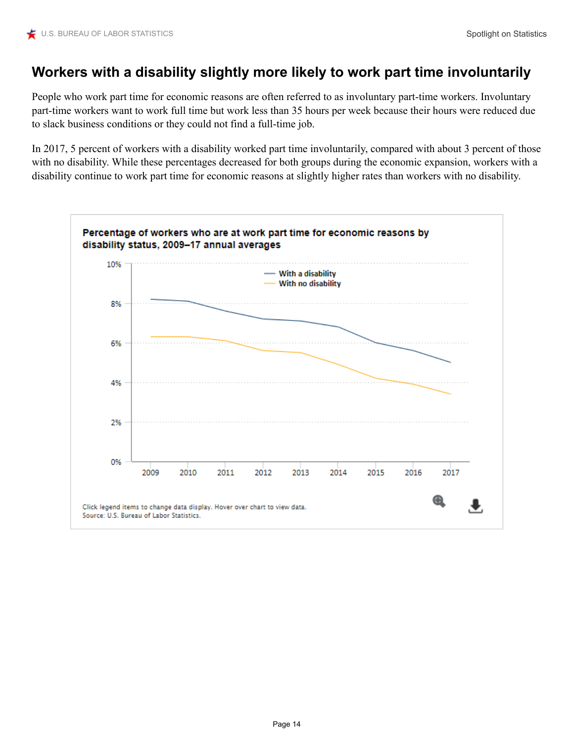# Workers with a disability slightly more likely to work part time involuntarily

People who work part time for economic reasons are often referred to as involuntary part-time workers. Involuntary part-time workers want to work full time but work less than 35 hours per week because their hours were reduced due to slack business conditions or they could not find a full-time job.

In 2017, 5 percent of workers with a disability worked part time involuntarily, compared with about 3 percent of those with no disability. While these percentages decreased for both groups during the economic expansion, workers with a disability continue to work part time for economic reasons at slightly higher rates than workers with no disability.

**Percentage of workers who are at work part time for economic reasons by disability status, 2009–17 annual averages**

Click legend items to change data display. Hover over chart to view data.
Source: U.S. Bureau of Labor Statistics.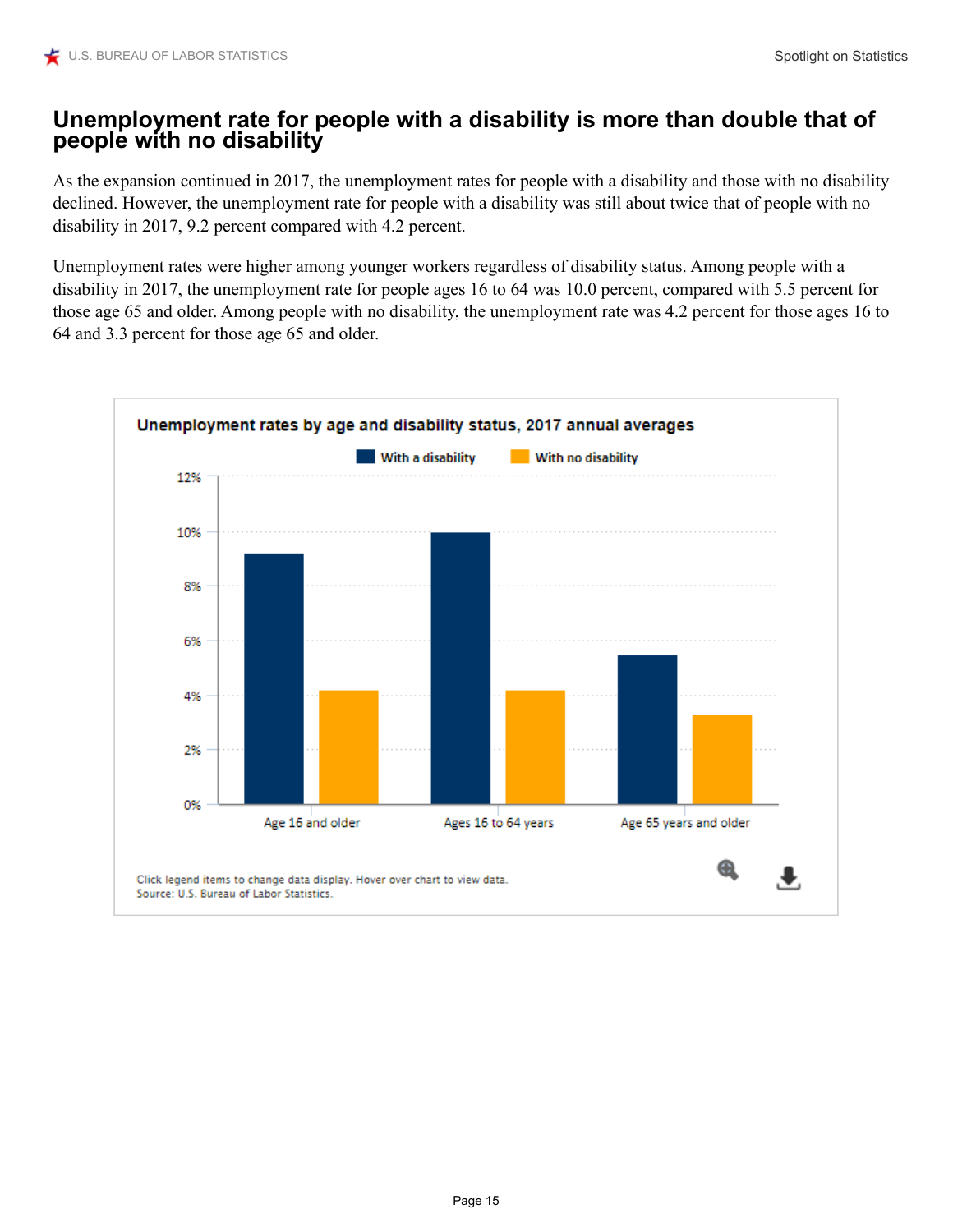## Unemployment rate for people with a disability is more than double that of people with no disability

As the expansion continued in 2017, the unemployment rates for people with a disability and those with no disability declined. However, the unemployment rate for people with a disability was still about twice that of people with no disability in 2017, 9.2 percent compared with 4.2 percent.

Unemployment rates were higher among younger workers regardless of disability status. Among people with a disability in 2017, the unemployment rate for people ages 16 to 64 was 10.0 percent, compared with 5.5 percent for those age 65 and older. Among people with no disability, the unemployment rate was 4.2 percent for those ages 16 to 64 and 3.3 percent for those age 65 and older.

**Unemployment rates by age and disability status, 2017 annual averages**

| | With a disability | With no disability |
|---|---|---|
| Age 16 and older | 9.2% | 4.2% |
| Ages 16 to 64 years | 10.0% | 4.2% |
| Age 65 years and older | 5.5% | 3.3% |

Click legend items to change data display. Hover over chart to view data.
Source: U.S. Bureau of Labor Statistics.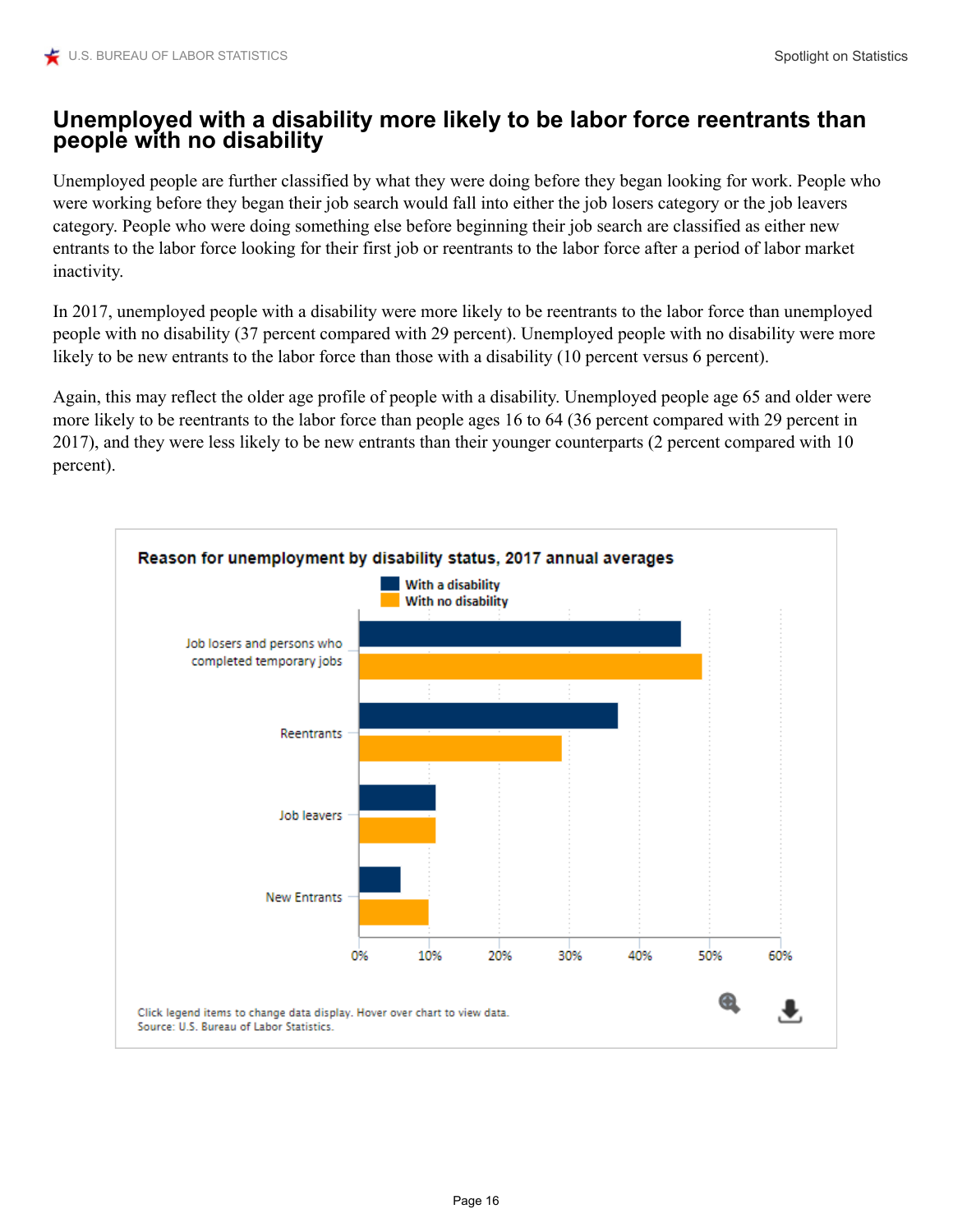## Unemployed with a disability more likely to be labor force reentrants than people with no disability

Unemployed people are further classified by what they were doing before they began looking for work. People who were working before they began their job search would fall into either the job losers category or the job leavers category. People who were doing something else before beginning their job search are classified as either new entrants to the labor force looking for their first job or reentrants to the labor force after a period of labor market inactivity.

In 2017, unemployed people with a disability were more likely to be reentrants to the labor force than unemployed people with no disability (37 percent compared with 29 percent). Unemployed people with no disability were more likely to be new entrants to the labor force than those with a disability (10 percent versus 6 percent).

Again, this may reflect the older age profile of people with a disability. Unemployed people age 65 and older were more likely to be reentrants to the labor force than people ages 16 to 64 (36 percent compared with 29 percent in 2017), and they were less likely to be new entrants than their younger counterparts (2 percent compared with 10 percent).

**Reason for unemployment by disability status, 2017 annual averages**

Legend: With a disability; With no disability

Categories: Job losers and persons who completed temporary jobs; Reentrants; Job leavers; New Entrants

Axis: 0%, 10%, 20%, 30%, 40%, 50%, 60%

Click legend items to change data display. Hover over chart to view data.
Source: U.S. Bureau of Labor Statistics.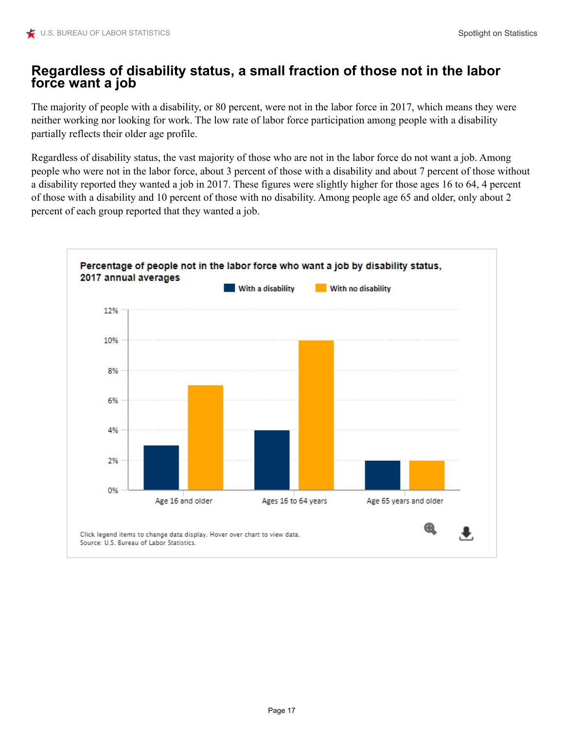## Regardless of disability status, a small fraction of those not in the labor force want a job

The majority of people with a disability, or 80 percent, were not in the labor force in 2017, which means they were neither working nor looking for work. The low rate of labor force participation among people with a disability partially reflects their older age profile.

Regardless of disability status, the vast majority of those who are not in the labor force do not want a job. Among people who were not in the labor force, about 3 percent of those with a disability and about 7 percent of those without a disability reported they wanted a job in 2017. These figures were slightly higher for those ages 16 to 64, 4 percent of those with a disability and 10 percent of those with no disability. Among people age 65 and older, only about 2 percent of each group reported that they wanted a job.

**Percentage of people not in the labor force who want a job by disability status, 2017 annual averages**

| | With a disability | With no disability |
|---|---|---|
| Age 16 and older | 3% | 7% |
| Ages 16 to 64 years | 4% | 10% |
| Age 65 years and older | 2% | 2% |

Click legend items to change data display. Hover over chart to view data.
Source: U.S. Bureau of Labor Statistics.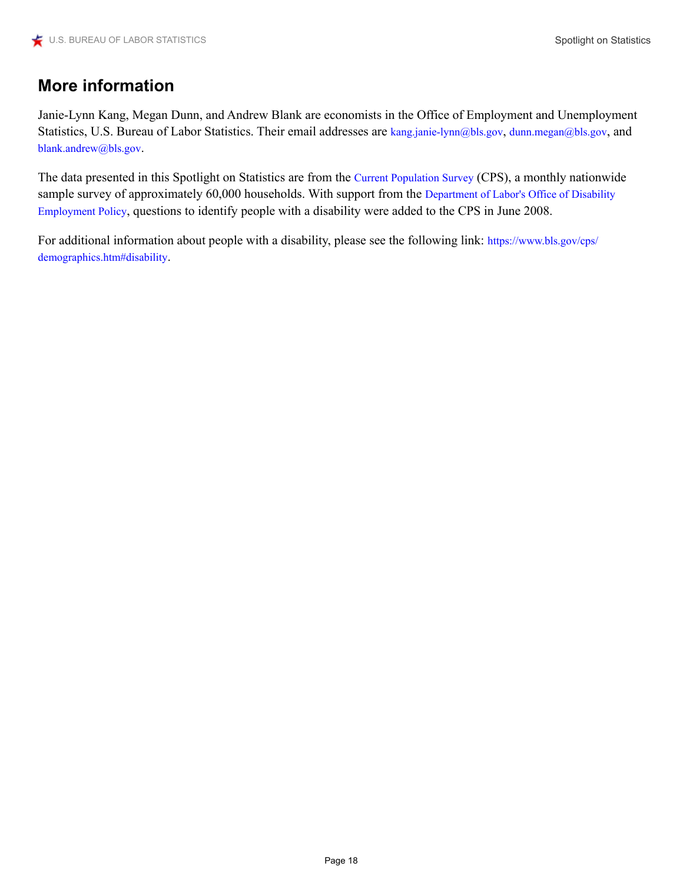## More information

Janie-Lynn Kang, Megan Dunn, and Andrew Blank are economists in the Office of Employment and Unemployment Statistics, U.S. Bureau of Labor Statistics. Their email addresses are kang.janie-lynn@bls.gov, dunn.megan@bls.gov, and blank.andrew@bls.gov.

The data presented in this Spotlight on Statistics are from the Current Population Survey (CPS), a monthly nationwide sample survey of approximately 60,000 households. With support from the Department of Labor's Office of Disability Employment Policy, questions to identify people with a disability were added to the CPS in June 2008.

For additional information about people with a disability, please see the following link: https://www.bls.gov/cps/demographics.htm#disability.